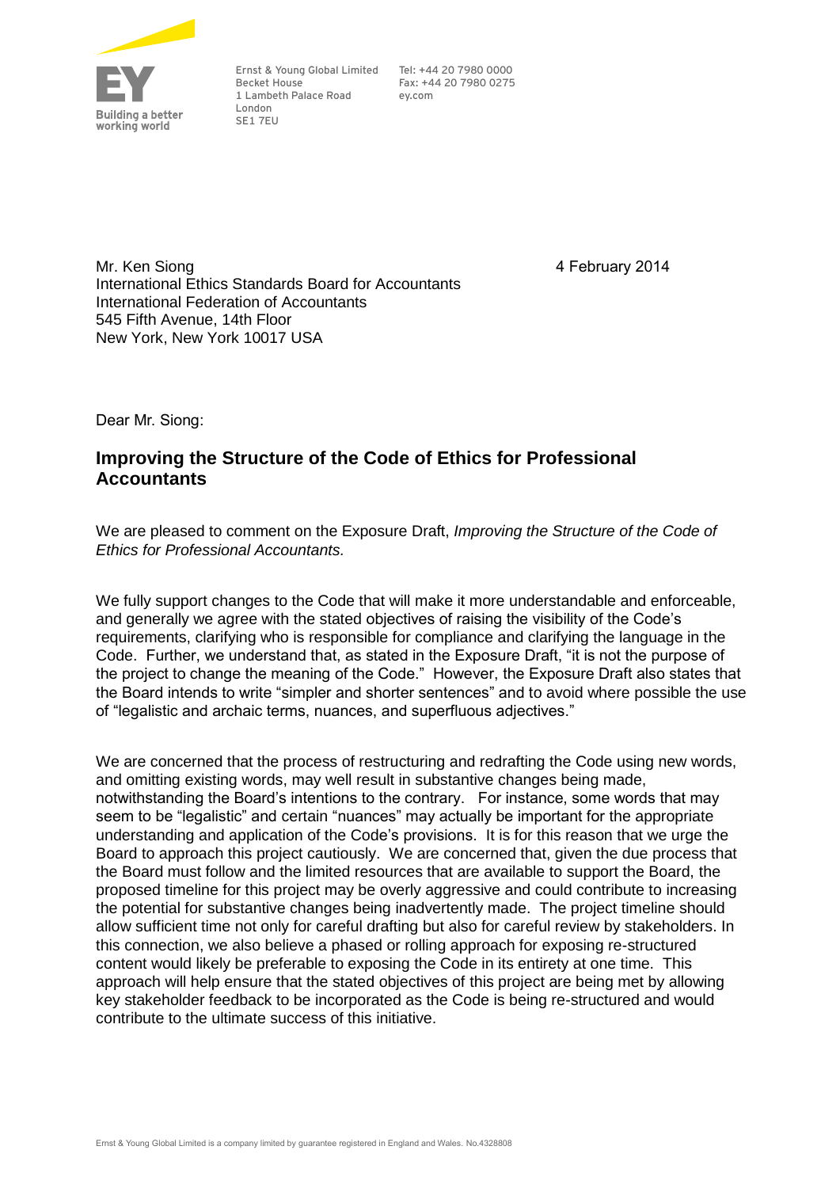EY
Building a better working world

Ernst & Young Global Limited
Becket House
1 Lambeth Palace Road
London
SE1 7EU

Tel: +44 20 7980 0000
Fax: +44 20 7980 0275
ey.com

Mr. Ken Siong
International Ethics Standards Board for Accountants
International Federation of Accountants
545 Fifth Avenue, 14th Floor
New York, New York 10017 USA

4 February 2014

Dear Mr. Siong:

## Improving the Structure of the Code of Ethics for Professional Accountants

We are pleased to comment on the Exposure Draft, *Improving the Structure of the Code of Ethics for Professional Accountants.*

We fully support changes to the Code that will make it more understandable and enforceable, and generally we agree with the stated objectives of raising the visibility of the Code's requirements, clarifying who is responsible for compliance and clarifying the language in the Code. Further, we understand that, as stated in the Exposure Draft, "it is not the purpose of the project to change the meaning of the Code." However, the Exposure Draft also states that the Board intends to write "simpler and shorter sentences" and to avoid where possible the use of "legalistic and archaic terms, nuances, and superfluous adjectives."

We are concerned that the process of restructuring and redrafting the Code using new words, and omitting existing words, may well result in substantive changes being made, notwithstanding the Board's intentions to the contrary. For instance, some words that may seem to be "legalistic" and certain "nuances" may actually be important for the appropriate understanding and application of the Code's provisions. It is for this reason that we urge the Board to approach this project cautiously. We are concerned that, given the due process that the Board must follow and the limited resources that are available to support the Board, the proposed timeline for this project may be overly aggressive and could contribute to increasing the potential for substantive changes being inadvertently made. The project timeline should allow sufficient time not only for careful drafting but also for careful review by stakeholders. In this connection, we also believe a phased or rolling approach for exposing re-structured content would likely be preferable to exposing the Code in its entirety at one time. This approach will help ensure that the stated objectives of this project are being met by allowing key stakeholder feedback to be incorporated as the Code is being re-structured and would contribute to the ultimate success of this initiative.

Ernst & Young Global Limited is a company limited by guarantee registered in England and Wales. No.4328808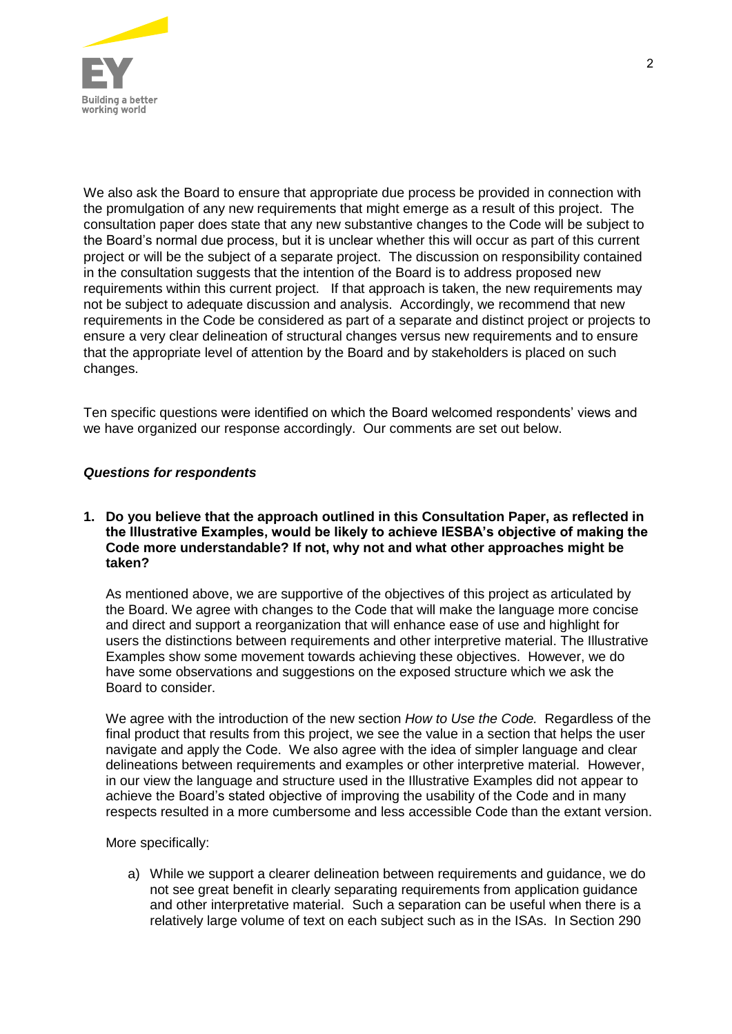We also ask the Board to ensure that appropriate due process be provided in connection with the promulgation of any new requirements that might emerge as a result of this project. The consultation paper does state that any new substantive changes to the Code will be subject to the Board's normal due process, but it is unclear whether this will occur as part of this current project or will be the subject of a separate project. The discussion on responsibility contained in the consultation suggests that the intention of the Board is to address proposed new requirements within this current project. If that approach is taken, the new requirements may not be subject to adequate discussion and analysis. Accordingly, we recommend that new requirements in the Code be considered as part of a separate and distinct project or projects to ensure a very clear delineation of structural changes versus new requirements and to ensure that the appropriate level of attention by the Board and by stakeholders is placed on such changes.

Ten specific questions were identified on which the Board welcomed respondents' views and we have organized our response accordingly. Our comments are set out below.

***Questions for respondents***

**1. Do you believe that the approach outlined in this Consultation Paper, as reflected in the Illustrative Examples, would be likely to achieve IESBA's objective of making the Code more understandable? If not, why not and what other approaches might be taken?**

As mentioned above, we are supportive of the objectives of this project as articulated by the Board. We agree with changes to the Code that will make the language more concise and direct and support a reorganization that will enhance ease of use and highlight for users the distinctions between requirements and other interpretive material. The Illustrative Examples show some movement towards achieving these objectives. However, we do have some observations and suggestions on the exposed structure which we ask the Board to consider.

We agree with the introduction of the new section *How to Use the Code.* Regardless of the final product that results from this project, we see the value in a section that helps the user navigate and apply the Code. We also agree with the idea of simpler language and clear delineations between requirements and examples or other interpretive material. However, in our view the language and structure used in the Illustrative Examples did not appear to achieve the Board's stated objective of improving the usability of the Code and in many respects resulted in a more cumbersome and less accessible Code than the extant version.

More specifically:

a) While we support a clearer delineation between requirements and guidance, we do not see great benefit in clearly separating requirements from application guidance and other interpretative material. Such a separation can be useful when there is a relatively large volume of text on each subject such as in the ISAs. In Section 290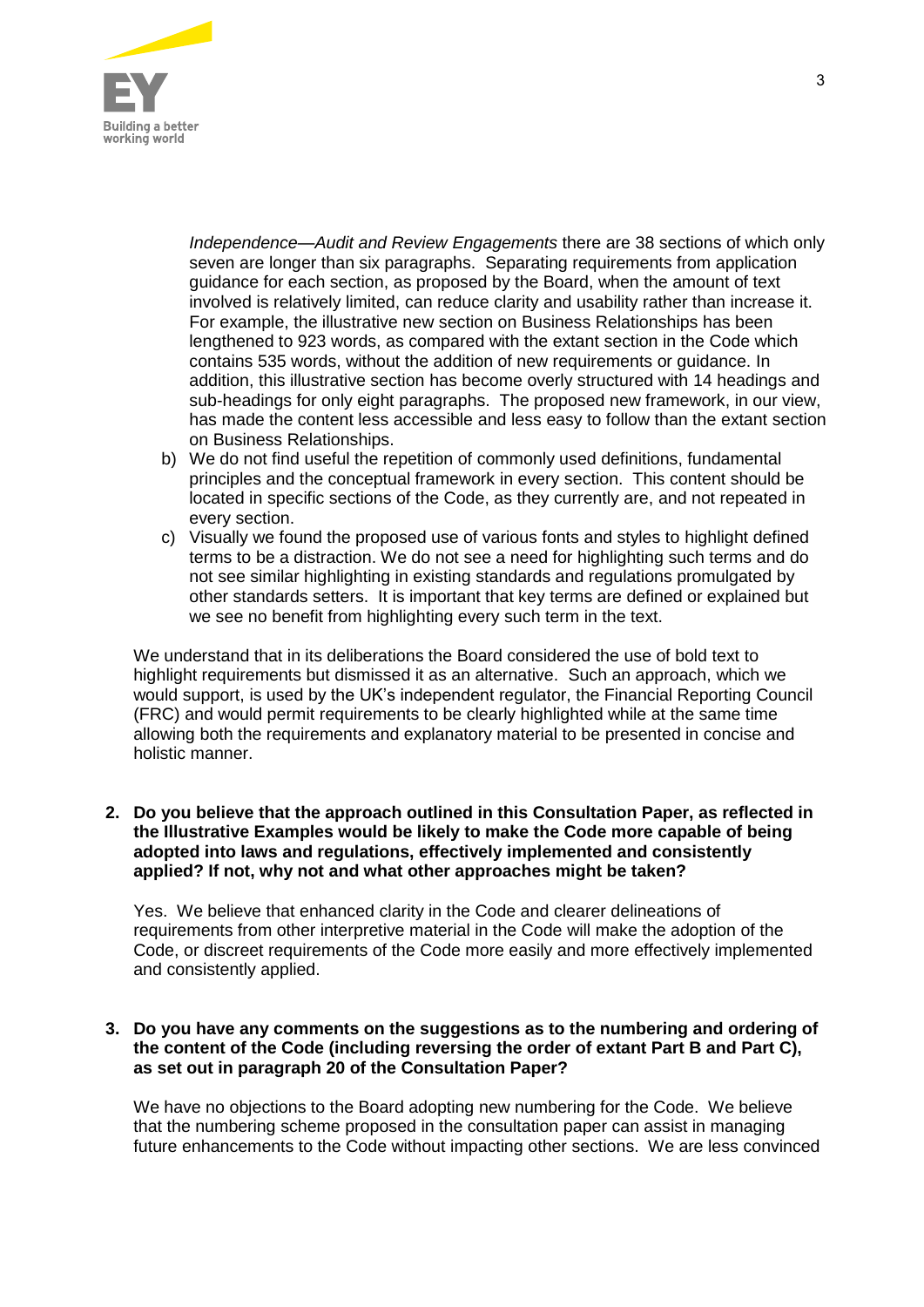*Independence—Audit and Review Engagements* there are 38 sections of which only seven are longer than six paragraphs. Separating requirements from application guidance for each section, as proposed by the Board, when the amount of text involved is relatively limited, can reduce clarity and usability rather than increase it. For example, the illustrative new section on Business Relationships has been lengthened to 923 words, as compared with the extant section in the Code which contains 535 words, without the addition of new requirements or guidance. In addition, this illustrative section has become overly structured with 14 headings and sub-headings for only eight paragraphs. The proposed new framework, in our view, has made the content less accessible and less easy to follow than the extant section on Business Relationships.

b) We do not find useful the repetition of commonly used definitions, fundamental principles and the conceptual framework in every section. This content should be located in specific sections of the Code, as they currently are, and not repeated in every section.

c) Visually we found the proposed use of various fonts and styles to highlight defined terms to be a distraction. We do not see a need for highlighting such terms and do not see similar highlighting in existing standards and regulations promulgated by other standards setters. It is important that key terms are defined or explained but we see no benefit from highlighting every such term in the text.

We understand that in its deliberations the Board considered the use of bold text to highlight requirements but dismissed it as an alternative. Such an approach, which we would support, is used by the UK's independent regulator, the Financial Reporting Council (FRC) and would permit requirements to be clearly highlighted while at the same time allowing both the requirements and explanatory material to be presented in concise and holistic manner.

**2. Do you believe that the approach outlined in this Consultation Paper, as reflected in the Illustrative Examples would be likely to make the Code more capable of being adopted into laws and regulations, effectively implemented and consistently applied? If not, why not and what other approaches might be taken?**

Yes. We believe that enhanced clarity in the Code and clearer delineations of requirements from other interpretive material in the Code will make the adoption of the Code, or discreet requirements of the Code more easily and more effectively implemented and consistently applied.

**3. Do you have any comments on the suggestions as to the numbering and ordering of the content of the Code (including reversing the order of extant Part B and Part C), as set out in paragraph 20 of the Consultation Paper?**

We have no objections to the Board adopting new numbering for the Code. We believe that the numbering scheme proposed in the consultation paper can assist in managing future enhancements to the Code without impacting other sections. We are less convinced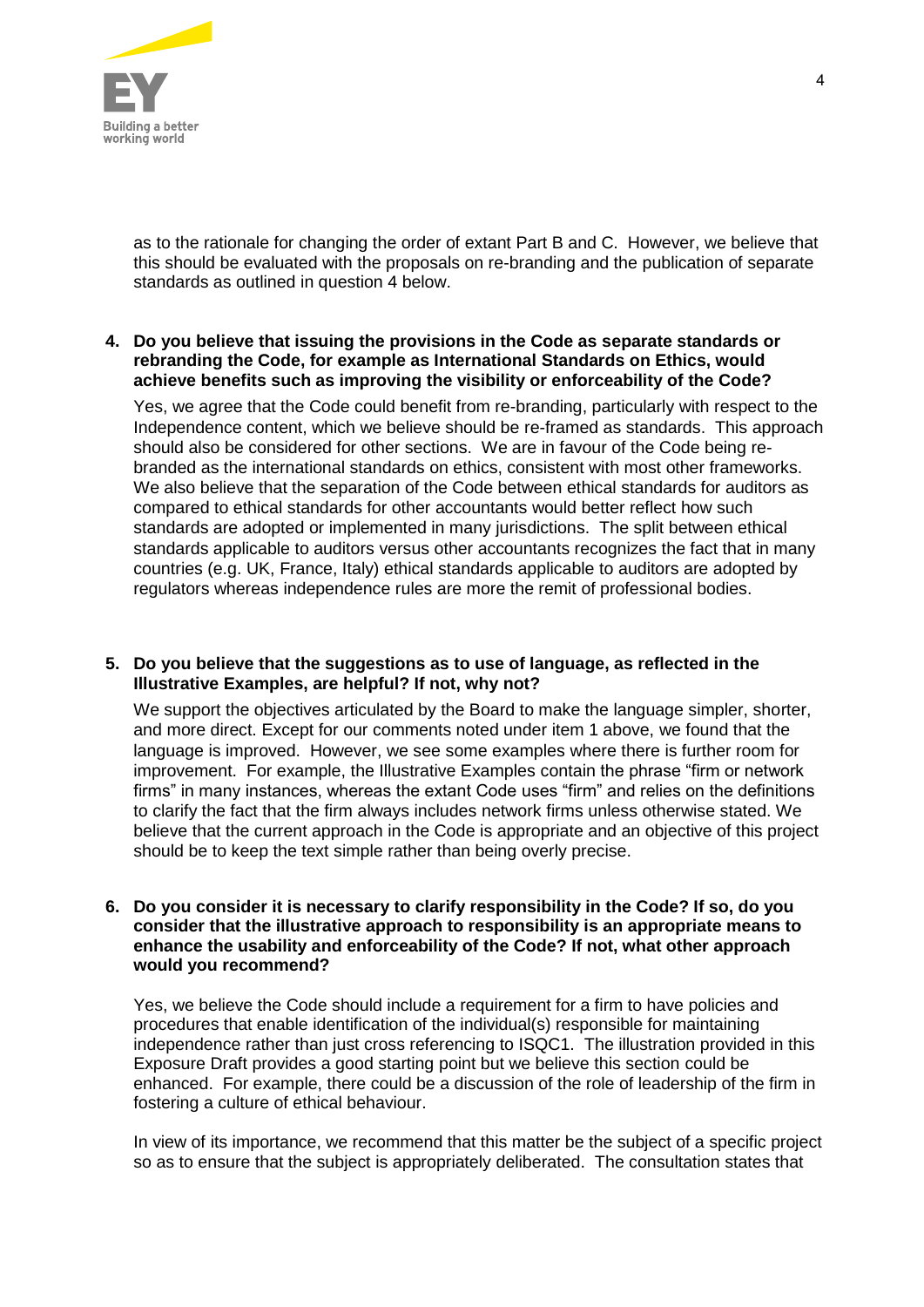as to the rationale for changing the order of extant Part B and C. However, we believe that this should be evaluated with the proposals on re-branding and the publication of separate standards as outlined in question 4 below.

4. **Do you believe that issuing the provisions in the Code as separate standards or rebranding the Code, for example as International Standards on Ethics, would achieve benefits such as improving the visibility or enforceability of the Code?**

   Yes, we agree that the Code could benefit from re-branding, particularly with respect to the Independence content, which we believe should be re-framed as standards. This approach should also be considered for other sections. We are in favour of the Code being re-branded as the international standards on ethics, consistent with most other frameworks. We also believe that the separation of the Code between ethical standards for auditors as compared to ethical standards for other accountants would better reflect how such standards are adopted or implemented in many jurisdictions. The split between ethical standards applicable to auditors versus other accountants recognizes the fact that in many countries (e.g. UK, France, Italy) ethical standards applicable to auditors are adopted by regulators whereas independence rules are more the remit of professional bodies.

5. **Do you believe that the suggestions as to use of language, as reflected in the Illustrative Examples, are helpful? If not, why not?**

   We support the objectives articulated by the Board to make the language simpler, shorter, and more direct. Except for our comments noted under item 1 above, we found that the language is improved. However, we see some examples where there is further room for improvement. For example, the Illustrative Examples contain the phrase "firm or network firms" in many instances, whereas the extant Code uses "firm" and relies on the definitions to clarify the fact that the firm always includes network firms unless otherwise stated. We believe that the current approach in the Code is appropriate and an objective of this project should be to keep the text simple rather than being overly precise.

6. **Do you consider it is necessary to clarify responsibility in the Code? If so, do you consider that the illustrative approach to responsibility is an appropriate means to enhance the usability and enforceability of the Code? If not, what other approach would you recommend?**

   Yes, we believe the Code should include a requirement for a firm to have policies and procedures that enable identification of the individual(s) responsible for maintaining independence rather than just cross referencing to ISQC1. The illustration provided in this Exposure Draft provides a good starting point but we believe this section could be enhanced. For example, there could be a discussion of the role of leadership of the firm in fostering a culture of ethical behaviour.

   In view of its importance, we recommend that this matter be the subject of a specific project so as to ensure that the subject is appropriately deliberated. The consultation states that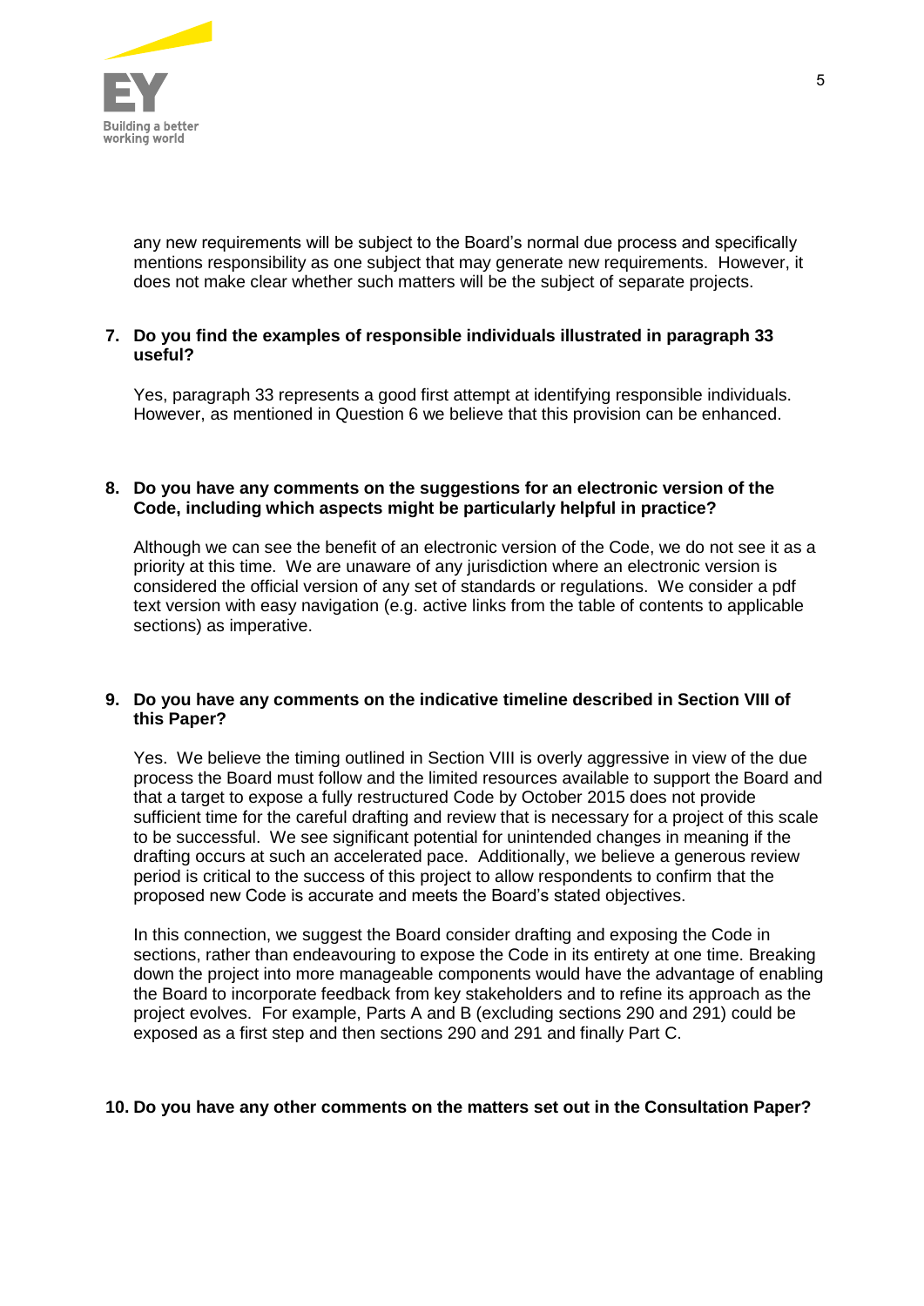any new requirements will be subject to the Board's normal due process and specifically mentions responsibility as one subject that may generate new requirements. However, it does not make clear whether such matters will be the subject of separate projects.

**7. Do you find the examples of responsible individuals illustrated in paragraph 33 useful?**

Yes, paragraph 33 represents a good first attempt at identifying responsible individuals. However, as mentioned in Question 6 we believe that this provision can be enhanced.

**8. Do you have any comments on the suggestions for an electronic version of the Code, including which aspects might be particularly helpful in practice?**

Although we can see the benefit of an electronic version of the Code, we do not see it as a priority at this time. We are unaware of any jurisdiction where an electronic version is considered the official version of any set of standards or regulations. We consider a pdf text version with easy navigation (e.g. active links from the table of contents to applicable sections) as imperative.

**9. Do you have any comments on the indicative timeline described in Section VIII of this Paper?**

Yes. We believe the timing outlined in Section VIII is overly aggressive in view of the due process the Board must follow and the limited resources available to support the Board and that a target to expose a fully restructured Code by October 2015 does not provide sufficient time for the careful drafting and review that is necessary for a project of this scale to be successful. We see significant potential for unintended changes in meaning if the drafting occurs at such an accelerated pace. Additionally, we believe a generous review period is critical to the success of this project to allow respondents to confirm that the proposed new Code is accurate and meets the Board's stated objectives.

In this connection, we suggest the Board consider drafting and exposing the Code in sections, rather than endeavouring to expose the Code in its entirety at one time. Breaking down the project into more manageable components would have the advantage of enabling the Board to incorporate feedback from key stakeholders and to refine its approach as the project evolves. For example, Parts A and B (excluding sections 290 and 291) could be exposed as a first step and then sections 290 and 291 and finally Part C.

**10. Do you have any other comments on the matters set out in the Consultation Paper?**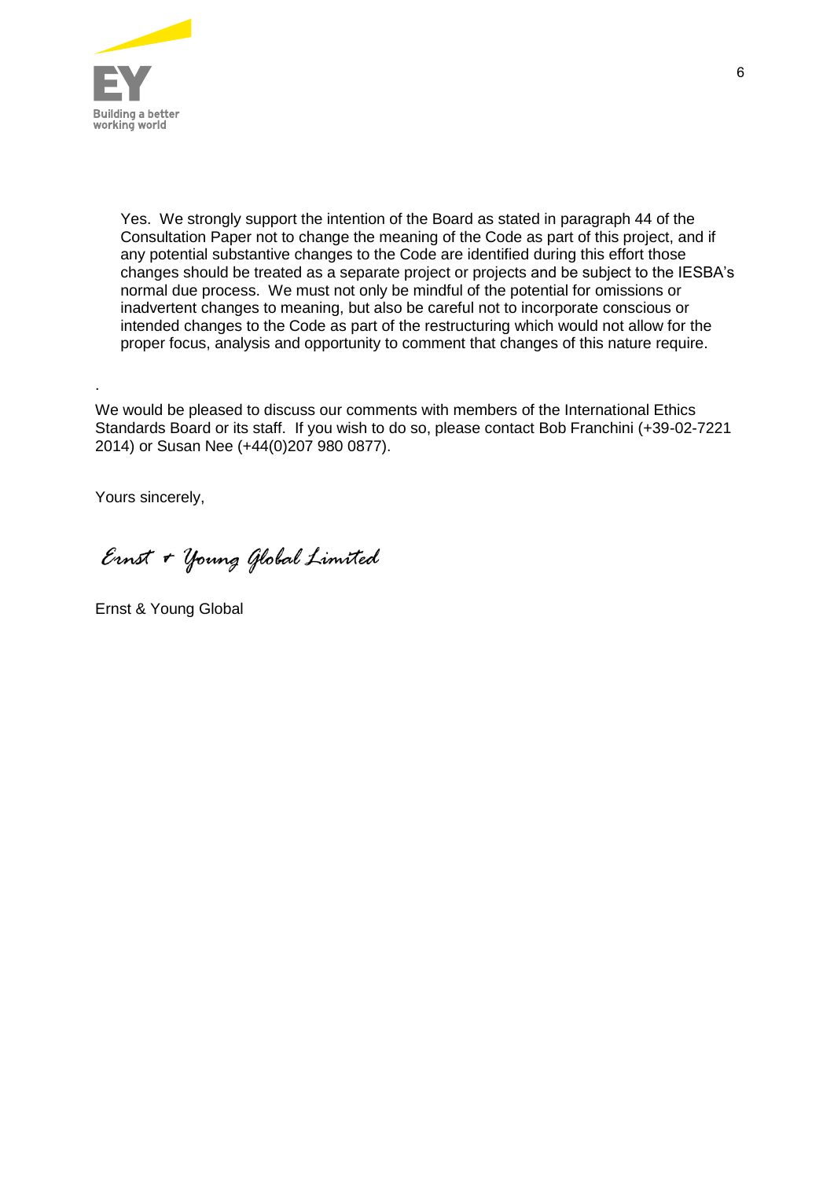Yes. We strongly support the intention of the Board as stated in paragraph 44 of the Consultation Paper not to change the meaning of the Code as part of this project, and if any potential substantive changes to the Code are identified during this effort those changes should be treated as a separate project or projects and be subject to the IESBA's normal due process. We must not only be mindful of the potential for omissions or inadvertent changes to meaning, but also be careful not to incorporate conscious or intended changes to the Code as part of the restructuring which would not allow for the proper focus, analysis and opportunity to comment that changes of this nature require.

.

We would be pleased to discuss our comments with members of the International Ethics Standards Board or its staff. If you wish to do so, please contact Bob Franchini (+39-02-7221 2014) or Susan Nee (+44(0)207 980 0877).

Yours sincerely,

*Ernst & Young Global Limited*

Ernst & Young Global